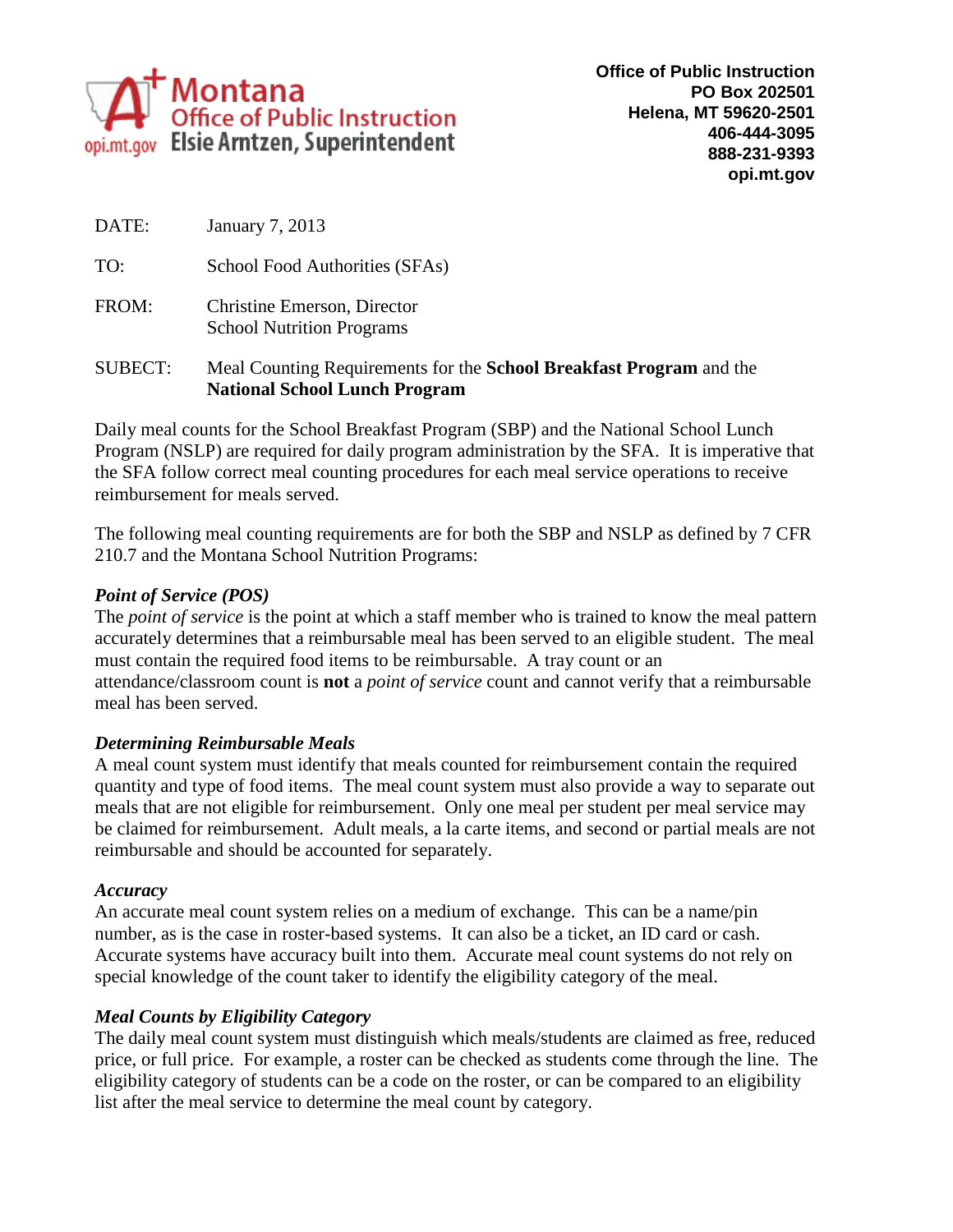Montana Office of Public Instruction
Elsie Arntzen, Superintendent
opi.mt.gov

**Office of Public Instruction**
**PO Box 202501**
**Helena, MT 59620-2501**
**406-444-3095**
**888-231-9393**
**opi.mt.gov**

DATE: January 7, 2013

TO: School Food Authorities (SFAs)

FROM: Christine Emerson, Director
School Nutrition Programs

SUBECT: Meal Counting Requirements for the **School Breakfast Program** and the **National School Lunch Program**

Daily meal counts for the School Breakfast Program (SBP) and the National School Lunch Program (NSLP) are required for daily program administration by the SFA. It is imperative that the SFA follow correct meal counting procedures for each meal service operations to receive reimbursement for meals served.

The following meal counting requirements are for both the SBP and NSLP as defined by 7 CFR 210.7 and the Montana School Nutrition Programs:

***Point of Service (POS)***

The *point of service* is the point at which a staff member who is trained to know the meal pattern accurately determines that a reimbursable meal has been served to an eligible student. The meal must contain the required food items to be reimbursable. A tray count or an attendance/classroom count is **not** a *point of service* count and cannot verify that a reimbursable meal has been served.

***Determining Reimbursable Meals***

A meal count system must identify that meals counted for reimbursement contain the required quantity and type of food items. The meal count system must also provide a way to separate out meals that are not eligible for reimbursement. Only one meal per student per meal service may be claimed for reimbursement. Adult meals, a la carte items, and second or partial meals are not reimbursable and should be accounted for separately.

***Accuracy***

An accurate meal count system relies on a medium of exchange. This can be a name/pin number, as is the case in roster-based systems. It can also be a ticket, an ID card or cash. Accurate systems have accuracy built into them. Accurate meal count systems do not rely on special knowledge of the count taker to identify the eligibility category of the meal.

***Meal Counts by Eligibility Category***

The daily meal count system must distinguish which meals/students are claimed as free, reduced price, or full price. For example, a roster can be checked as students come through the line. The eligibility category of students can be a code on the roster, or can be compared to an eligibility list after the meal service to determine the meal count by category.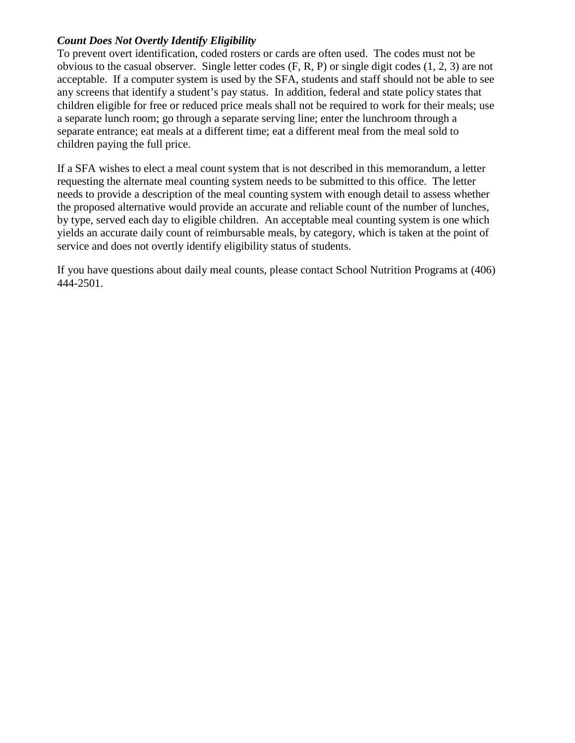***Count Does Not Overtly Identify Eligibility***

To prevent overt identification, coded rosters or cards are often used. The codes must not be obvious to the casual observer. Single letter codes (F, R, P) or single digit codes (1, 2, 3) are not acceptable. If a computer system is used by the SFA, students and staff should not be able to see any screens that identify a student's pay status. In addition, federal and state policy states that children eligible for free or reduced price meals shall not be required to work for their meals; use a separate lunch room; go through a separate serving line; enter the lunchroom through a separate entrance; eat meals at a different time; eat a different meal from the meal sold to children paying the full price.

If a SFA wishes to elect a meal count system that is not described in this memorandum, a letter requesting the alternate meal counting system needs to be submitted to this office. The letter needs to provide a description of the meal counting system with enough detail to assess whether the proposed alternative would provide an accurate and reliable count of the number of lunches, by type, served each day to eligible children. An acceptable meal counting system is one which yields an accurate daily count of reimbursable meals, by category, which is taken at the point of service and does not overtly identify eligibility status of students.

If you have questions about daily meal counts, please contact School Nutrition Programs at (406) 444-2501.